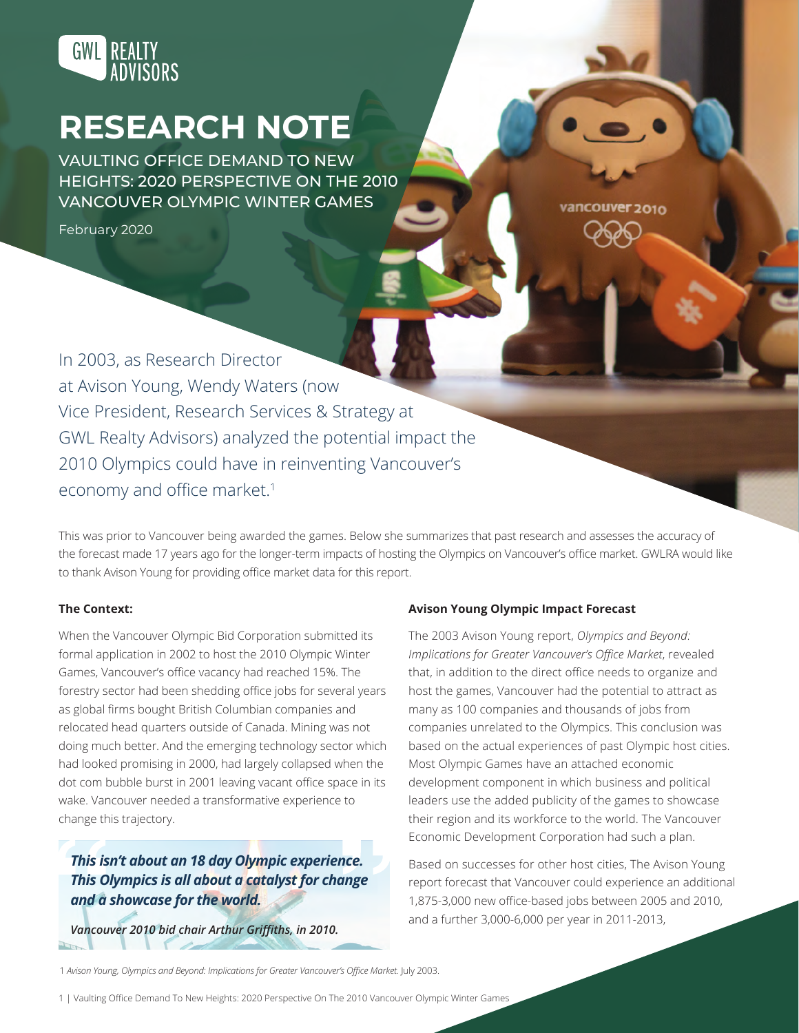GWL REALTY ADVISORS

# RESEARCH NOTE

## VAULTING OFFICE DEMAND TO NEW HEIGHTS: 2020 PERSPECTIVE ON THE 2010 VANCOUVER OLYMPIC WINTER GAMES

February 2020

In 2003, as Research Director at Avison Young, Wendy Waters (now Vice President, Research Services & Strategy at GWL Realty Advisors) analyzed the potential impact the 2010 Olympics could have in reinventing Vancouver's economy and office market.[1]

This was prior to Vancouver being awarded the games. Below she summarizes that past research and assesses the accuracy of the forecast made 17 years ago for the longer-term impacts of hosting the Olympics on Vancouver's office market. GWLRA would like to thank Avison Young for providing office market data for this report.

### The Context:

When the Vancouver Olympic Bid Corporation submitted its formal application in 2002 to host the 2010 Olympic Winter Games, Vancouver's office vacancy had reached 15%. The forestry sector had been shedding office jobs for several years as global firms bought British Columbian companies and relocated head quarters outside of Canada. Mining was not doing much better. And the emerging technology sector which had looked promising in 2000, had largely collapsed when the dot com bubble burst in 2001 leaving vacant office space in its wake. Vancouver needed a transformative experience to change this trajectory.

> ***This isn't about an 18 day Olympic experience. This Olympics is all about a catalyst for change and a showcase for the world.***
>
> ***Vancouver 2010 bid chair Arthur Griffiths, in 2010.***

### Avison Young Olympic Impact Forecast

The 2003 Avison Young report, *Olympics and Beyond: Implications for Greater Vancouver's Office Market*, revealed that, in addition to the direct office needs to organize and host the games, Vancouver had the potential to attract as many as 100 companies and thousands of jobs from companies unrelated to the Olympics. This conclusion was based on the actual experiences of past Olympic host cities. Most Olympic Games have an attached economic development component in which business and political leaders use the added publicity of the games to showcase their region and its workforce to the world. The Vancouver Economic Development Corporation had such a plan.

Based on successes for other host cities, The Avison Young report forecast that Vancouver could experience an additional 1,875-3,000 new office-based jobs between 2005 and 2010, and a further 3,000-6,000 per year in 2011-2013,

1 *Avison Young, Olympics and Beyond: Implications for Greater Vancouver's Office Market.* July 2003.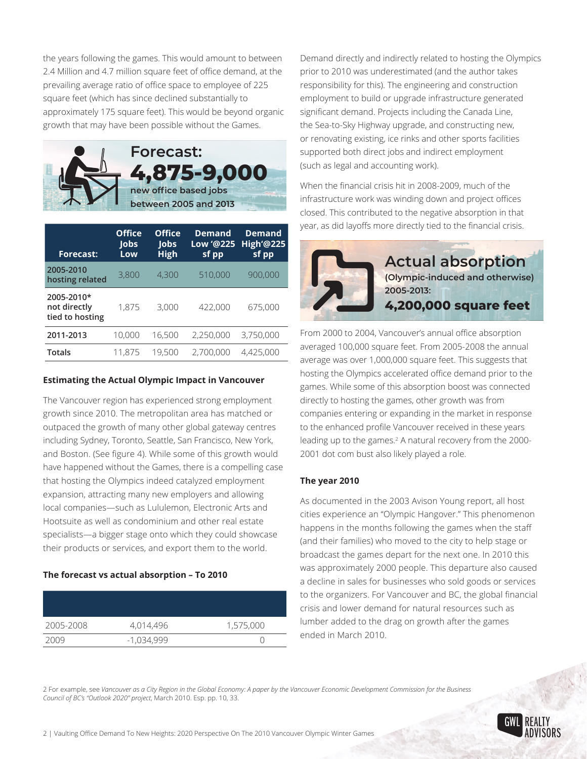the years following the games. This would amount to between 2.4 Million and 4.7 million square feet of office demand, at the prevailing average ratio of office space to employee of 225 square feet (which has since declined substantially to approximately 175 square feet). This would be beyond organic growth that may have been possible without the Games.

**Forecast: 4,875-9,000** new office based jobs between 2005 and 2013

| Forecast: | Office Jobs Low | Office Jobs High | Demand Low '@225 sf pp | Demand High'@225 sf pp |
|---|---|---|---|---|
| 2005-2010 hosting related | 3,800 | 4,300 | 510,000 | 900,000 |
| 2005-2010* not directly tied to hosting | 1,875 | 3,000 | 422,000 | 675,000 |
| 2011-2013 | 10,000 | 16,500 | 2,250,000 | 3,750,000 |
| Totals | 11,875 | 19,500 | 2,700,000 | 4,425,000 |

### Estimating the Actual Olympic Impact in Vancouver

The Vancouver region has experienced strong employment growth since 2010. The metropolitan area has matched or outpaced the growth of many other global gateway centres including Sydney, Toronto, Seattle, San Francisco, New York, and Boston. (See figure 4). While some of this growth would have happened without the Games, there is a compelling case that hosting the Olympics indeed catalyzed employment expansion, attracting many new employers and allowing local companies—such as Lululemon, Electronic Arts and Hootsuite as well as condominium and other real estate specialists—a bigger stage onto which they could showcase their products or services, and export them to the world.

### The forecast vs actual absorption – To 2010

| | | |
|---|---|---|
| 2005-2008 | 4,014,496 | 1,575,000 |
| 2009 | -1,034,999 | 0 |

Demand directly and indirectly related to hosting the Olympics prior to 2010 was underestimated (and the author takes responsibility for this). The engineering and construction employment to build or upgrade infrastructure generated significant demand. Projects including the Canada Line, the Sea-to-Sky Highway upgrade, and constructing new, or renovating existing, ice rinks and other sports facilities supported both direct jobs and indirect employment (such as legal and accounting work).

When the financial crisis hit in 2008-2009, much of the infrastructure work was winding down and project offices closed. This contributed to the negative absorption in that year, as did layoffs more directly tied to the financial crisis.

**Actual absorption** (Olympic-induced and otherwise) 2005-2013: **4,200,000 square feet**

From 2000 to 2004, Vancouver's annual office absorption averaged 100,000 square feet. From 2005-2008 the annual average was over 1,000,000 square feet. This suggests that hosting the Olympics accelerated office demand prior to the games. While some of this absorption boost was connected directly to hosting the games, other growth was from companies entering or expanding in the market in response to the enhanced profile Vancouver received in these years leading up to the games.[2] A natural recovery from the 2000-2001 dot com bust also likely played a role.

### The year 2010

As documented in the 2003 Avison Young report, all host cities experience an "Olympic Hangover." This phenomenon happens in the months following the games when the staff (and their families) who moved to the city to help stage or broadcast the games depart for the next one. In 2010 this was approximately 2000 people. This departure also caused a decline in sales for businesses who sold goods or services to the organizers. For Vancouver and BC, the global financial crisis and lower demand for natural resources such as lumber added to the drag on growth after the games ended in March 2010.

2 For example, see *Vancouver as a City Region in the Global Economy: A paper by the Vancouver Economic Development Commission for the Business Council of BC's "Outlook 2020" project*, March 2010. Esp. pp. 10, 33.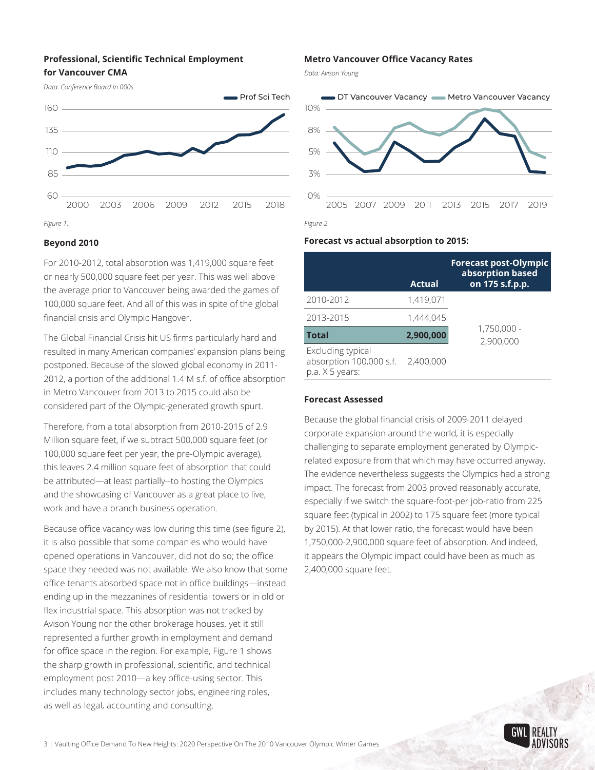### Professional, Scientific Technical Employment for Vancouver CMA

*Data: Conference Board In 000s*

*Figure 1.*

### Metro Vancouver Office Vacancy Rates

*Data: Avison Young*

*Figure 2.*

### Beyond 2010

For 2010-2012, total absorption was 1,419,000 square feet or nearly 500,000 square feet per year. This was well above the average prior to Vancouver being awarded the games of 100,000 square feet. And all of this was in spite of the global financial crisis and Olympic Hangover.

The Global Financial Crisis hit US firms particularly hard and resulted in many American companies' expansion plans being postponed. Because of the slowed global economy in 2011-2012, a portion of the additional 1.4 M s.f. of office absorption in Metro Vancouver from 2013 to 2015 could also be considered part of the Olympic-generated growth spurt.

Therefore, from a total absorption from 2010-2015 of 2.9 Million square feet, if we subtract 500,000 square feet (or 100,000 square feet per year, the pre-Olympic average), this leaves 2.4 million square feet of absorption that could be attributed—at least partially--to hosting the Olympics and the showcasing of Vancouver as a great place to live, work and have a branch business operation.

Because office vacancy was low during this time (see figure 2), it is also possible that some companies who would have opened operations in Vancouver, did not do so; the office space they needed was not available. We also know that some office tenants absorbed space not in office buildings—instead ending up in the mezzanines of residential towers or in old or flex industrial space. This absorption was not tracked by Avison Young nor the other brokerage houses, yet it still represented a further growth in employment and demand for office space in the region. For example, Figure 1 shows the sharp growth in professional, scientific, and technical employment post 2010—a key office-using sector. This includes many technology sector jobs, engineering roles, as well as legal, accounting and consulting.

### Forecast vs actual absorption to 2015:

| | Actual | Forecast post-Olympic absorption based on 175 s.f.p.p. |
|---|---|---|
| 2010-2012 | 1,419,071 | 1,750,000 - 2,900,000 |
| 2013-2015 | 1,444,045 | |
| **Total** | **2,900,000** | |
| Excluding typical absorption 100,000 s.f. p.a. X 5 years: | 2,400,000 | |

### Forecast Assessed

Because the global financial crisis of 2009-2011 delayed corporate expansion around the world, it is especially challenging to separate employment generated by Olympic-related exposure from that which may have occurred anyway. The evidence nevertheless suggests the Olympics had a strong impact. The forecast from 2003 proved reasonably accurate, especially if we switch the square-foot-per job-ratio from 225 square feet (typical in 2002) to 175 square feet (more typical by 2015). At that lower ratio, the forecast would have been 1,750,000-2,900,000 square feet of absorption. And indeed, it appears the Olympic impact could have been as much as 2,400,000 square feet.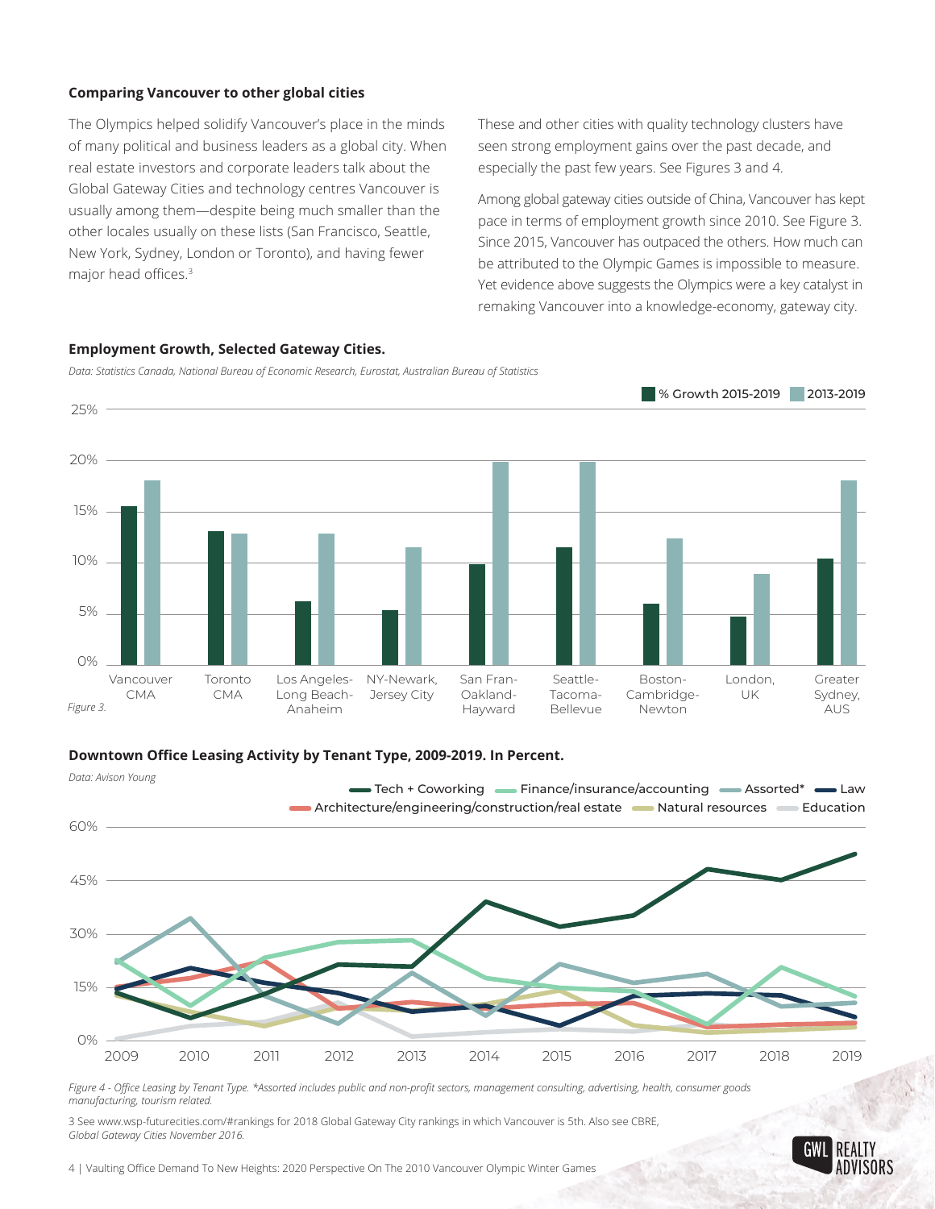### Comparing Vancouver to other global cities

The Olympics helped solidify Vancouver's place in the minds of many political and business leaders as a global city. When real estate investors and corporate leaders talk about the Global Gateway Cities and technology centres Vancouver is usually among them—despite being much smaller than the other locales usually on these lists (San Francisco, Seattle, New York, Sydney, London or Toronto), and having fewer major head offices.[3]

These and other cities with quality technology clusters have seen strong employment gains over the past decade, and especially the past few years. See Figures 3 and 4.

Among global gateway cities outside of China, Vancouver has kept pace in terms of employment growth since 2010. See Figure 3. Since 2015, Vancouver has outpaced the others. How much can be attributed to the Olympic Games is impossible to measure. Yet evidence above suggests the Olympics were a key catalyst in remaking Vancouver into a knowledge-economy, gateway city.

**Employment Growth, Selected Gateway Cities.**

*Data: Statistics Canada, National Bureau of Economic Research, Eurostat, Australian Bureau of Statistics*

*Figure 3.*

**Downtown Office Leasing Activity by Tenant Type, 2009-2019. In Percent.**

*Data: Avison Young*

*Figure 4 - Office Leasing by Tenant Type. *Assorted includes public and non-profit sectors, management consulting, advertising, health, consumer goods manufacturing, tourism related.*

3 See www.wsp-futurecities.com/#rankings for 2018 Global Gateway City rankings in which Vancouver is 5th. Also see CBRE, *Global Gateway Cities November 2016.*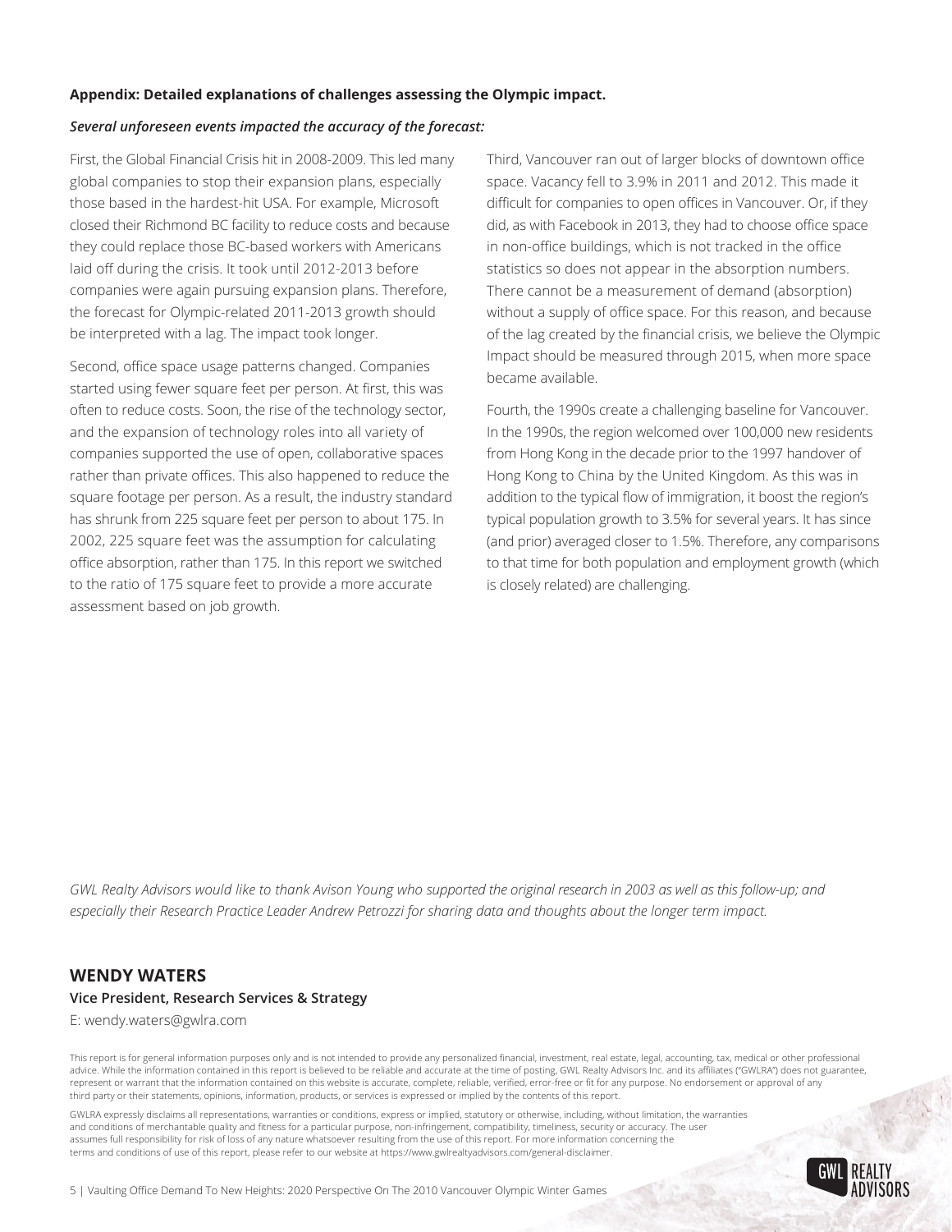**Appendix: Detailed explanations of challenges assessing the Olympic impact.**

***Several unforeseen events impacted the accuracy of the forecast:***

First, the Global Financial Crisis hit in 2008-2009. This led many global companies to stop their expansion plans, especially those based in the hardest-hit USA. For example, Microsoft closed their Richmond BC facility to reduce costs and because they could replace those BC-based workers with Americans laid off during the crisis. It took until 2012-2013 before companies were again pursuing expansion plans. Therefore, the forecast for Olympic-related 2011-2013 growth should be interpreted with a lag. The impact took longer.

Second, office space usage patterns changed. Companies started using fewer square feet per person. At first, this was often to reduce costs. Soon, the rise of the technology sector, and the expansion of technology roles into all variety of companies supported the use of open, collaborative spaces rather than private offices. This also happened to reduce the square footage per person. As a result, the industry standard has shrunk from 225 square feet per person to about 175. In 2002, 225 square feet was the assumption for calculating office absorption, rather than 175. In this report we switched to the ratio of 175 square feet to provide a more accurate assessment based on job growth.

Third, Vancouver ran out of larger blocks of downtown office space. Vacancy fell to 3.9% in 2011 and 2012. This made it difficult for companies to open offices in Vancouver. Or, if they did, as with Facebook in 2013, they had to choose office space in non-office buildings, which is not tracked in the office statistics so does not appear in the absorption numbers. There cannot be a measurement of demand (absorption) without a supply of office space. For this reason, and because of the lag created by the financial crisis, we believe the Olympic Impact should be measured through 2015, when more space became available.

Fourth, the 1990s create a challenging baseline for Vancouver. In the 1990s, the region welcomed over 100,000 new residents from Hong Kong in the decade prior to the 1997 handover of Hong Kong to China by the United Kingdom. As this was in addition to the typical flow of immigration, it boost the region's typical population growth to 3.5% for several years. It has since (and prior) averaged closer to 1.5%. Therefore, any comparisons to that time for both population and employment growth (which is closely related) are challenging.

*GWL Realty Advisors would like to thank Avison Young who supported the original research in 2003 as well as this follow-up; and especially their Research Practice Leader Andrew Petrozzi for sharing data and thoughts about the longer term impact.*

## WENDY WATERS

**Vice President, Research Services & Strategy**

E: wendy.waters@gwlra.com

This report is for general information purposes only and is not intended to provide any personalized financial, investment, real estate, legal, accounting, tax, medical or other professional advice. While the information contained in this report is believed to be reliable and accurate at the time of posting, GWL Realty Advisors Inc. and its affiliates ("GWLRA") does not guarantee, represent or warrant that the information contained on this website is accurate, complete, reliable, verified, error-free or fit for any purpose. No endorsement or approval of any third party or their statements, opinions, information, products, or services is expressed or implied by the contents of this report.

GWLRA expressly disclaims all representations, warranties or conditions, express or implied, statutory or otherwise, including, without limitation, the warranties and conditions of merchantable quality and fitness for a particular purpose, non-infringement, compatibility, timeliness, security or accuracy. The user assumes full responsibility for risk of loss of any nature whatsoever resulting from the use of this report. For more information concerning the terms and conditions of use of this report, please refer to our website at https://www.gwlrealtyadvisors.com/general-disclaimer.

GWL REALTY ADVISORS